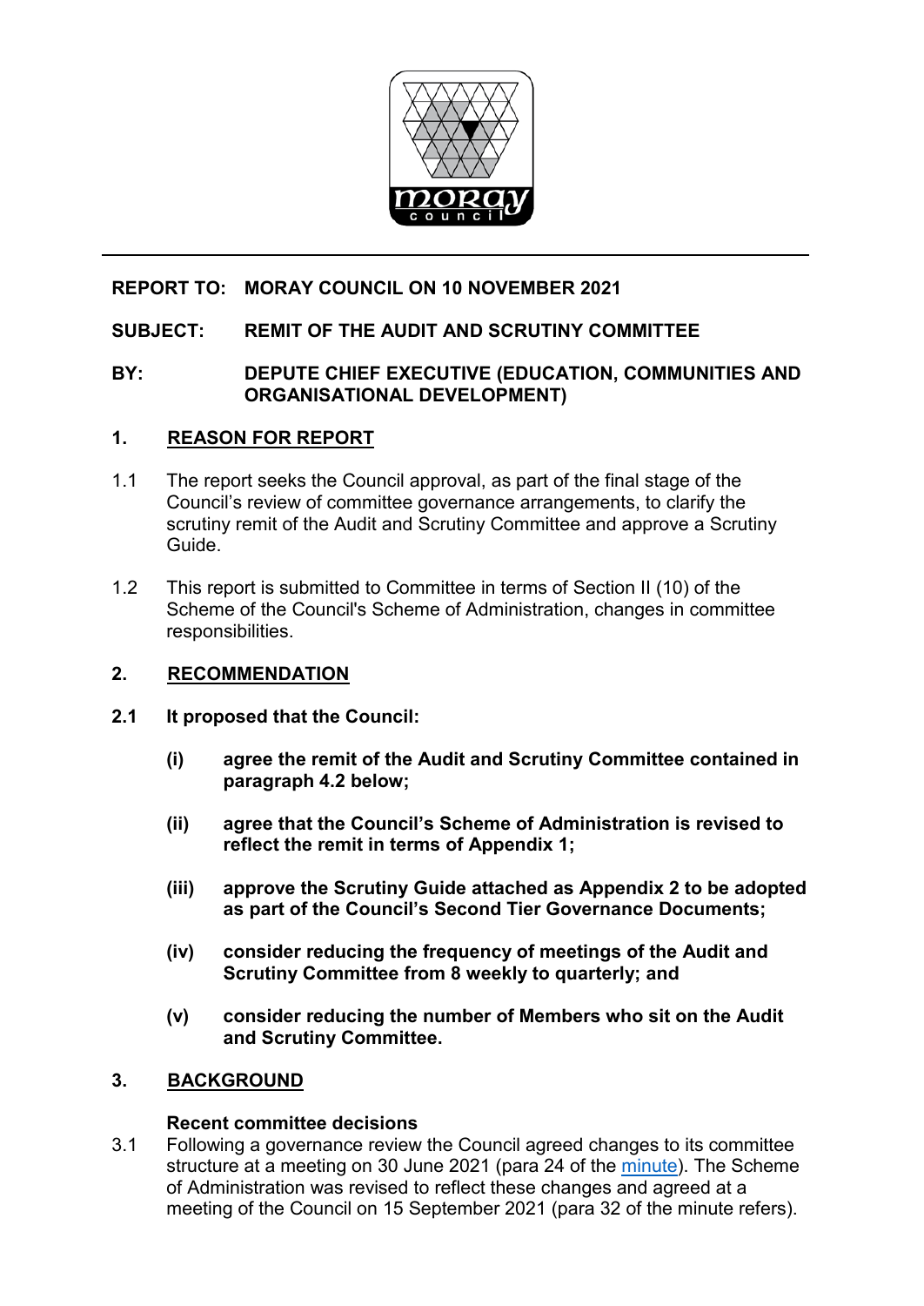**REPORT TO: MORAY COUNCIL ON 10 NOVEMBER 2021**

**SUBJECT: REMIT OF THE AUDIT AND SCRUTINY COMMITTEE**

**BY: DEPUTE CHIEF EXECUTIVE (EDUCATION, COMMUNITIES AND ORGANISATIONAL DEVELOPMENT)**

## 1. REASON FOR REPORT

1.1 The report seeks the Council approval, as part of the final stage of the Council's review of committee governance arrangements, to clarify the scrutiny remit of the Audit and Scrutiny Committee and approve a Scrutiny Guide.

1.2 This report is submitted to Committee in terms of Section II (10) of the Scheme of the Council's Scheme of Administration, changes in committee responsibilities.

## 2. RECOMMENDATION

**2.1 It proposed that the Council:**

- **(i) agree the remit of the Audit and Scrutiny Committee contained in paragraph 4.2 below;**
- **(ii) agree that the Council's Scheme of Administration is revised to reflect the remit in terms of Appendix 1;**
- **(iii) approve the Scrutiny Guide attached as Appendix 2 to be adopted as part of the Council's Second Tier Governance Documents;**
- **(iv) consider reducing the frequency of meetings of the Audit and Scrutiny Committee from 8 weekly to quarterly; and**
- **(v) consider reducing the number of Members who sit on the Audit and Scrutiny Committee.**

## 3. BACKGROUND

**Recent committee decisions**

3.1 Following a governance review the Council agreed changes to its committee structure at a meeting on 30 June 2021 (para 24 of the minute). The Scheme of Administration was revised to reflect these changes and agreed at a meeting of the Council on 15 September 2021 (para 32 of the minute refers).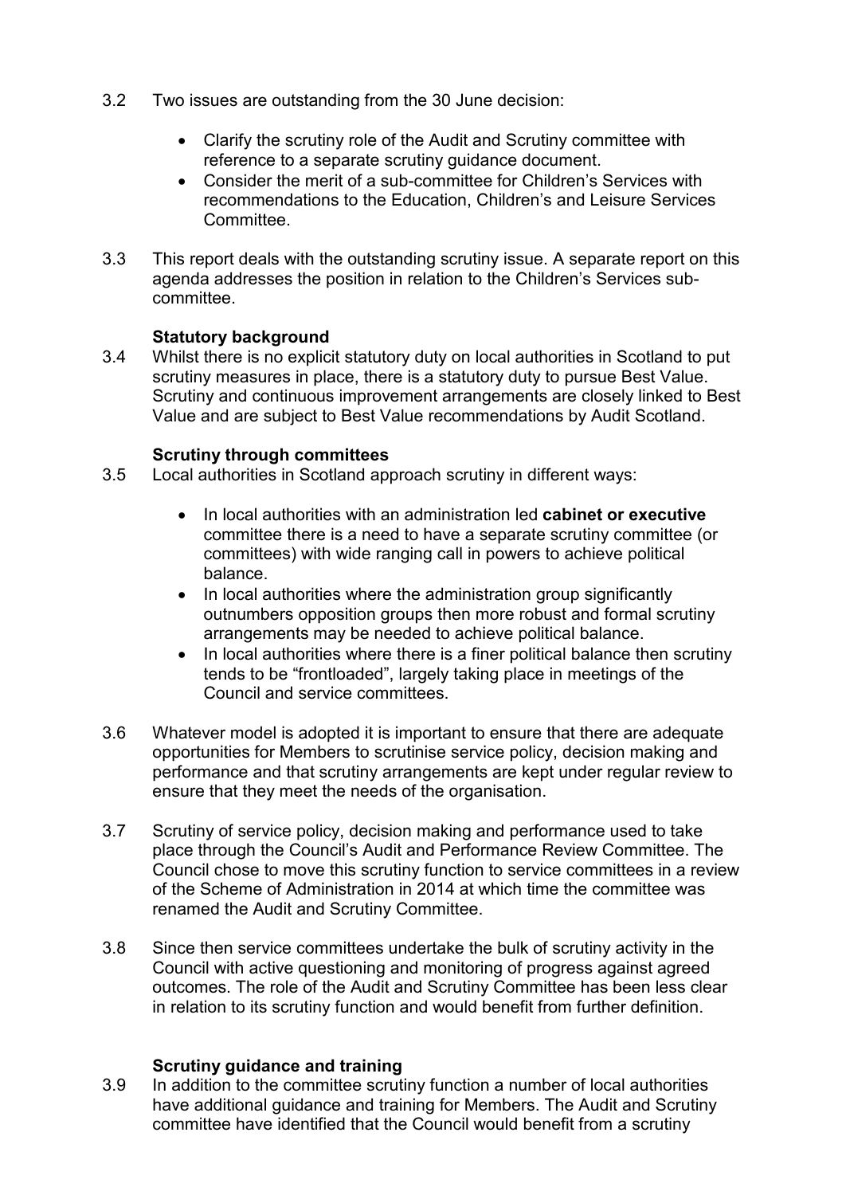3.2 Two issues are outstanding from the 30 June decision:

- Clarify the scrutiny role of the Audit and Scrutiny committee with reference to a separate scrutiny guidance document.
- Consider the merit of a sub-committee for Children's Services with recommendations to the Education, Children's and Leisure Services Committee.

3.3 This report deals with the outstanding scrutiny issue. A separate report on this agenda addresses the position in relation to the Children's Services sub-committee.

**Statutory background**

3.4 Whilst there is no explicit statutory duty on local authorities in Scotland to put scrutiny measures in place, there is a statutory duty to pursue Best Value. Scrutiny and continuous improvement arrangements are closely linked to Best Value and are subject to Best Value recommendations by Audit Scotland.

**Scrutiny through committees**

3.5 Local authorities in Scotland approach scrutiny in different ways:

- In local authorities with an administration led **cabinet or executive** committee there is a need to have a separate scrutiny committee (or committees) with wide ranging call in powers to achieve political balance.
- In local authorities where the administration group significantly outnumbers opposition groups then more robust and formal scrutiny arrangements may be needed to achieve political balance.
- In local authorities where there is a finer political balance then scrutiny tends to be "frontloaded", largely taking place in meetings of the Council and service committees.

3.6 Whatever model is adopted it is important to ensure that there are adequate opportunities for Members to scrutinise service policy, decision making and performance and that scrutiny arrangements are kept under regular review to ensure that they meet the needs of the organisation.

3.7 Scrutiny of service policy, decision making and performance used to take place through the Council's Audit and Performance Review Committee. The Council chose to move this scrutiny function to service committees in a review of the Scheme of Administration in 2014 at which time the committee was renamed the Audit and Scrutiny Committee.

3.8 Since then service committees undertake the bulk of scrutiny activity in the Council with active questioning and monitoring of progress against agreed outcomes. The role of the Audit and Scrutiny Committee has been less clear in relation to its scrutiny function and would benefit from further definition.

**Scrutiny guidance and training**

3.9 In addition to the committee scrutiny function a number of local authorities have additional guidance and training for Members. The Audit and Scrutiny committee have identified that the Council would benefit from a scrutiny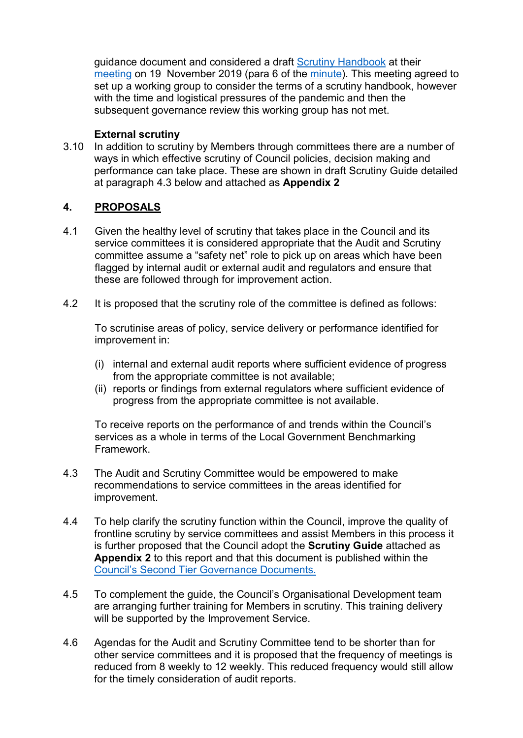guidance document and considered a draft Scrutiny Handbook at their meeting on 19 November 2019 (para 6 of the minute). This meeting agreed to set up a working group to consider the terms of a scrutiny handbook, however with the time and logistical pressures of the pandemic and then the subsequent governance review this working group has not met.

**External scrutiny**

3.10 In addition to scrutiny by Members through committees there are a number of ways in which effective scrutiny of Council policies, decision making and performance can take place. These are shown in draft Scrutiny Guide detailed at paragraph 4.3 below and attached as **Appendix 2**

## 4. PROPOSALS

4.1 Given the healthy level of scrutiny that takes place in the Council and its service committees it is considered appropriate that the Audit and Scrutiny committee assume a "safety net" role to pick up on areas which have been flagged by internal audit or external audit and regulators and ensure that these are followed through for improvement action.

4.2 It is proposed that the scrutiny role of the committee is defined as follows:

To scrutinise areas of policy, service delivery or performance identified for improvement in:

(i) internal and external audit reports where sufficient evidence of progress from the appropriate committee is not available;
(ii) reports or findings from external regulators where sufficient evidence of progress from the appropriate committee is not available.

To receive reports on the performance of and trends within the Council's services as a whole in terms of the Local Government Benchmarking Framework.

4.3 The Audit and Scrutiny Committee would be empowered to make recommendations to service committees in the areas identified for improvement.

4.4 To help clarify the scrutiny function within the Council, improve the quality of frontline scrutiny by service committees and assist Members in this process it is further proposed that the Council adopt the **Scrutiny Guide** attached as **Appendix 2** to this report and that this document is published within the Council's Second Tier Governance Documents.

4.5 To complement the guide, the Council's Organisational Development team are arranging further training for Members in scrutiny. This training delivery will be supported by the Improvement Service.

4.6 Agendas for the Audit and Scrutiny Committee tend to be shorter than for other service committees and it is proposed that the frequency of meetings is reduced from 8 weekly to 12 weekly. This reduced frequency would still allow for the timely consideration of audit reports.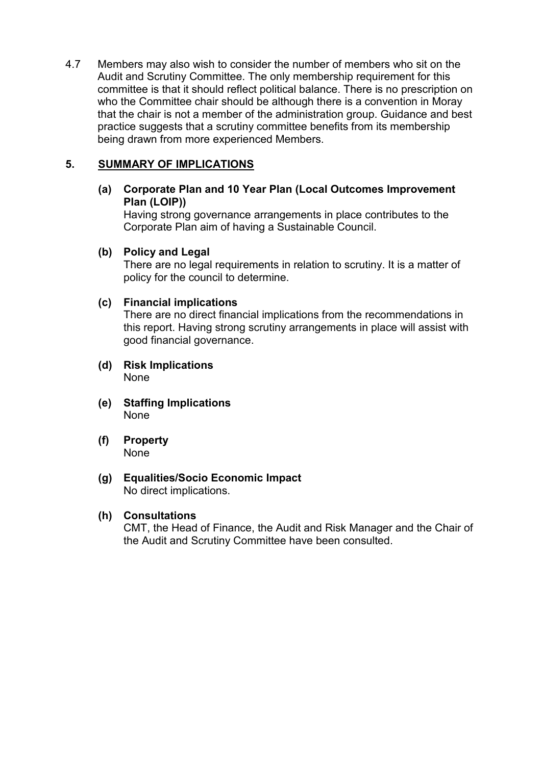4.7 Members may also wish to consider the number of members who sit on the Audit and Scrutiny Committee. The only membership requirement for this committee is that it should reflect political balance. There is no prescription on who the Committee chair should be although there is a convention in Moray that the chair is not a member of the administration group. Guidance and best practice suggests that a scrutiny committee benefits from its membership being drawn from more experienced Members.

## 5. SUMMARY OF IMPLICATIONS

**(a) Corporate Plan and 10 Year Plan (Local Outcomes Improvement Plan (LOIP))**

Having strong governance arrangements in place contributes to the Corporate Plan aim of having a Sustainable Council.

**(b) Policy and Legal**

There are no legal requirements in relation to scrutiny. It is a matter of policy for the council to determine.

**(c) Financial implications**

There are no direct financial implications from the recommendations in this report. Having strong scrutiny arrangements in place will assist with good financial governance.

**(d) Risk Implications**

None

**(e) Staffing Implications**

None

**(f) Property**

None

**(g) Equalities/Socio Economic Impact**

No direct implications.

**(h) Consultations**

CMT, the Head of Finance, the Audit and Risk Manager and the Chair of the Audit and Scrutiny Committee have been consulted.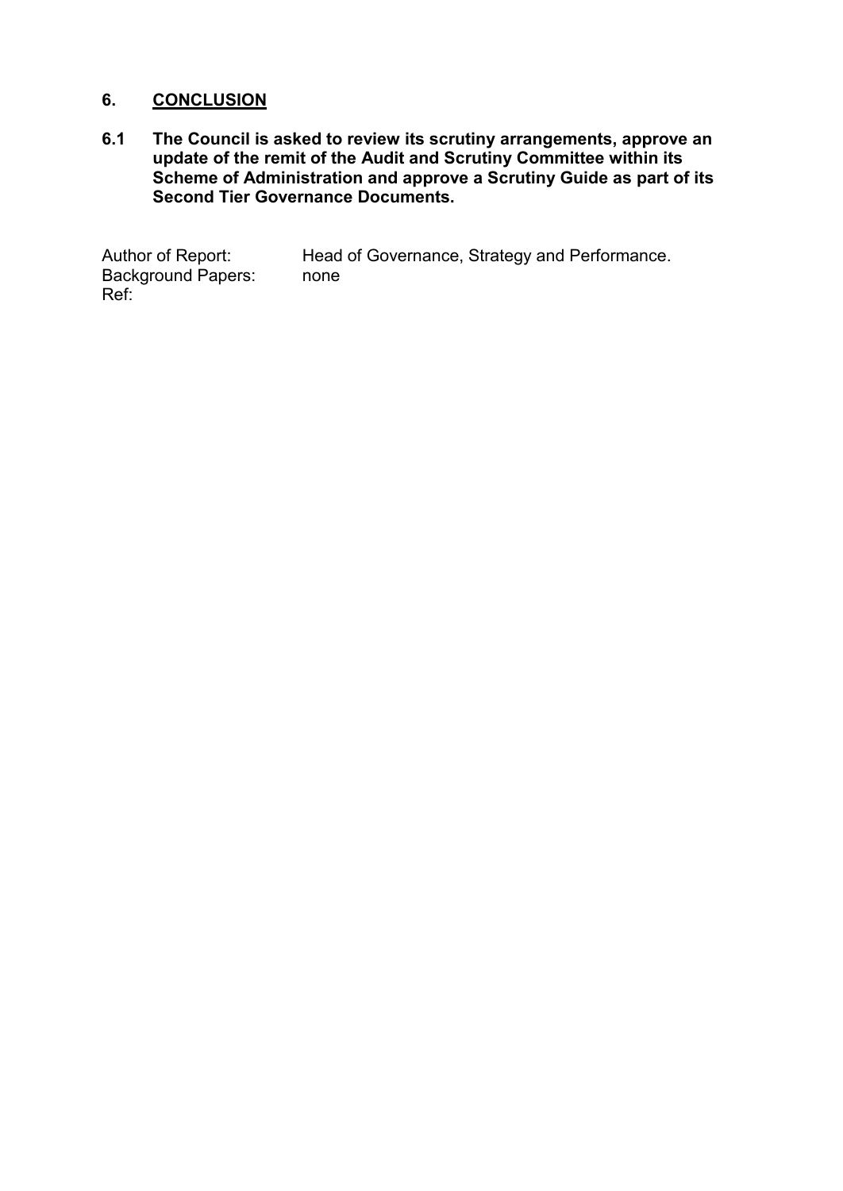## 6. CONCLUSION

**6.1 The Council is asked to review its scrutiny arrangements, approve an update of the remit of the Audit and Scrutiny Committee within its Scheme of Administration and approve a Scrutiny Guide as part of its Second Tier Governance Documents.**

Author of Report: Head of Governance, Strategy and Performance.
Background Papers: none
Ref: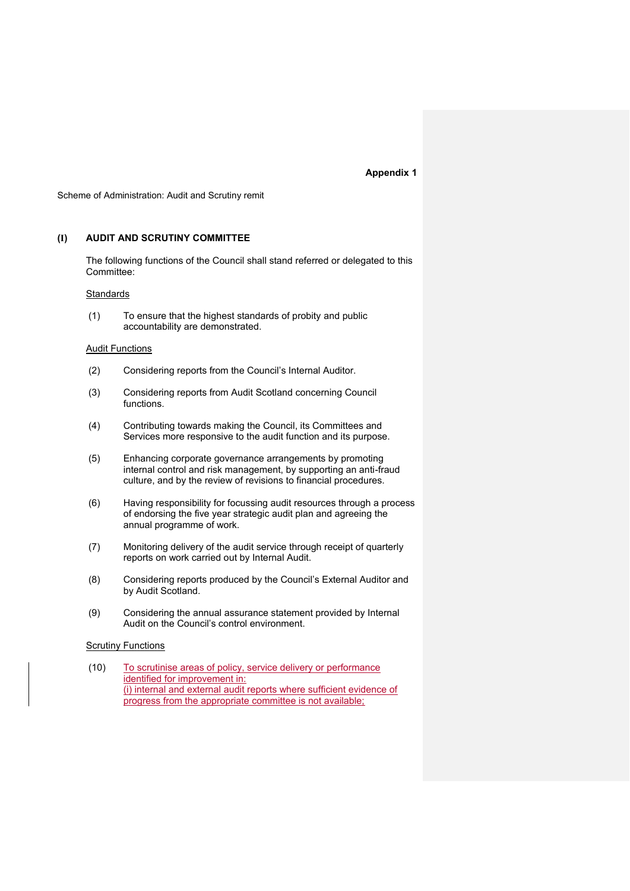**Appendix 1**

Scheme of Administration: Audit and Scrutiny remit

## (I) AUDIT AND SCRUTINY COMMITTEE

The following functions of the Council shall stand referred or delegated to this Committee:

Standards

(1) To ensure that the highest standards of probity and public accountability are demonstrated.

Audit Functions

(2) Considering reports from the Council's Internal Auditor.

(3) Considering reports from Audit Scotland concerning Council functions.

(4) Contributing towards making the Council, its Committees and Services more responsive to the audit function and its purpose.

(5) Enhancing corporate governance arrangements by promoting internal control and risk management, by supporting an anti-fraud culture, and by the review of revisions to financial procedures.

(6) Having responsibility for focussing audit resources through a process of endorsing the five year strategic audit plan and agreeing the annual programme of work.

(7) Monitoring delivery of the audit service through receipt of quarterly reports on work carried out by Internal Audit.

(8) Considering reports produced by the Council's External Auditor and by Audit Scotland.

(9) Considering the annual assurance statement provided by Internal Audit on the Council's control environment.

Scrutiny Functions

(10) To scrutinise areas of policy, service delivery or performance identified for improvement in:
(i) internal and external audit reports where sufficient evidence of progress from the appropriate committee is not available;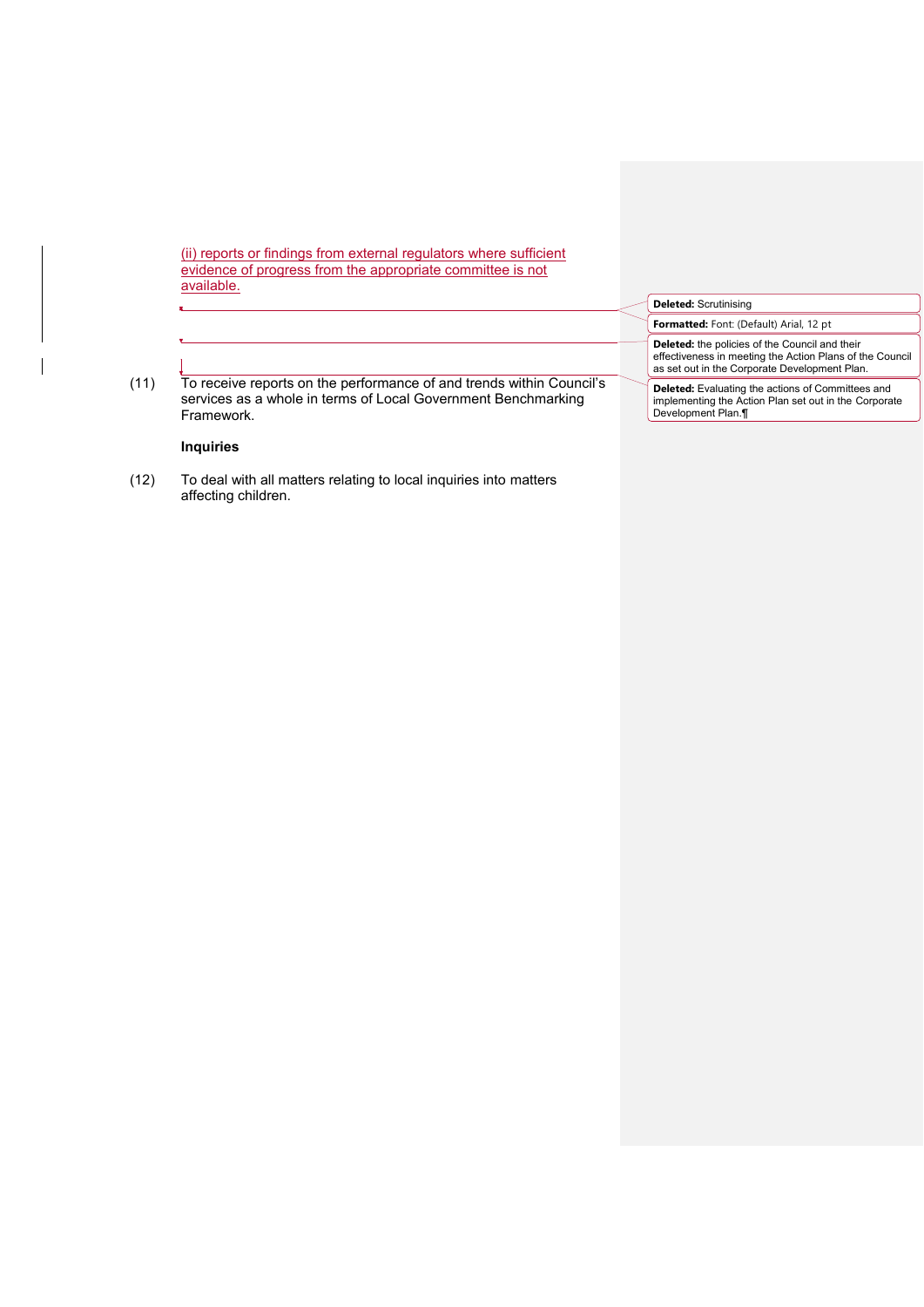(ii) reports or findings from external regulators where sufficient evidence of progress from the appropriate committee is not available.

Deleted: Scrutinising

Formatted: Font: (Default) Arial, 12 pt

Deleted: the policies of the Council and their effectiveness in meeting the Action Plans of the Council as set out in the Corporate Development Plan.

Deleted: Evaluating the actions of Committees and implementing the Action Plan set out in the Corporate Development Plan.¶

(11) To receive reports on the performance of and trends within Council's services as a whole in terms of Local Government Benchmarking Framework.

**Inquiries**

(12) To deal with all matters relating to local inquiries into matters affecting children.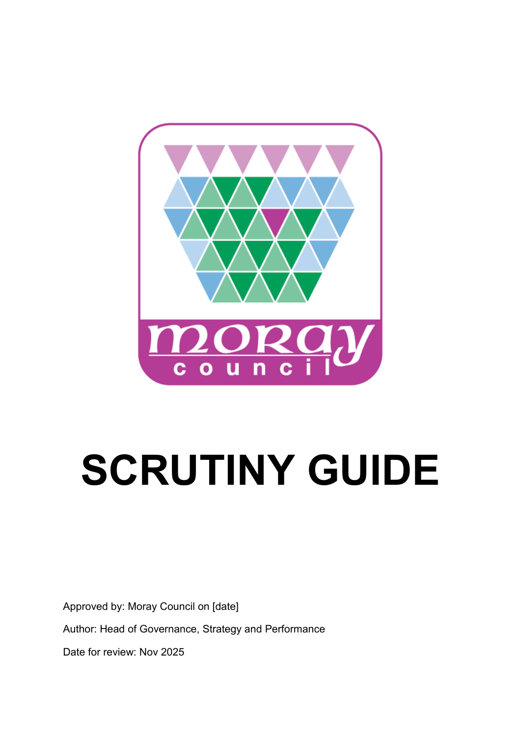# SCRUTINY GUIDE

Approved by: Moray Council on [date]

Author: Head of Governance, Strategy and Performance

Date for review: Nov 2025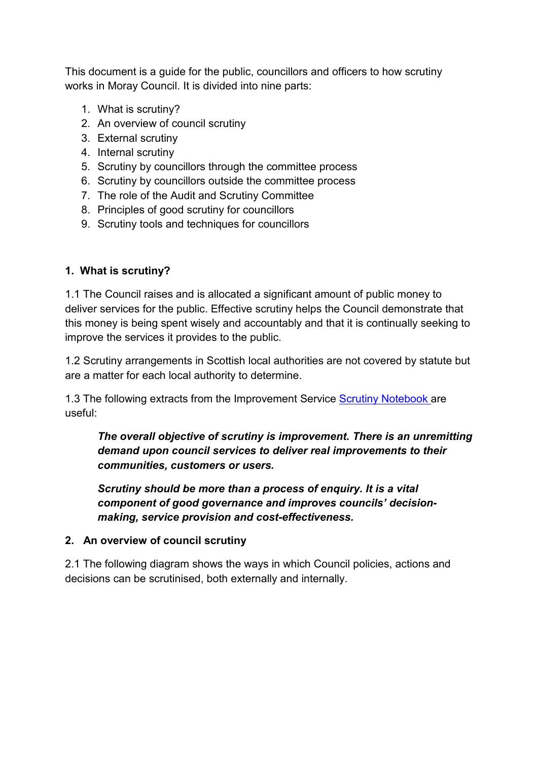This document is a guide for the public, councillors and officers to how scrutiny works in Moray Council. It is divided into nine parts:

1. What is scrutiny?
2. An overview of council scrutiny
3. External scrutiny
4. Internal scrutiny
5. Scrutiny by councillors through the committee process
6. Scrutiny by councillors outside the committee process
7. The role of the Audit and Scrutiny Committee
8. Principles of good scrutiny for councillors
9. Scrutiny tools and techniques for councillors

## 1. What is scrutiny?

1.1 The Council raises and is allocated a significant amount of public money to deliver services for the public. Effective scrutiny helps the Council demonstrate that this money is being spent wisely and accountably and that it is continually seeking to improve the services it provides to the public.

1.2 Scrutiny arrangements in Scottish local authorities are not covered by statute but are a matter for each local authority to determine.

1.3 The following extracts from the Improvement Service Scrutiny Notebook are useful:

> ***The overall objective of scrutiny is improvement. There is an unremitting demand upon council services to deliver real improvements to their communities, customers or users.***
>
> ***Scrutiny should be more than a process of enquiry. It is a vital component of good governance and improves councils' decision-making, service provision and cost-effectiveness.***

## 2. An overview of council scrutiny

2.1 The following diagram shows the ways in which Council policies, actions and decisions can be scrutinised, both externally and internally.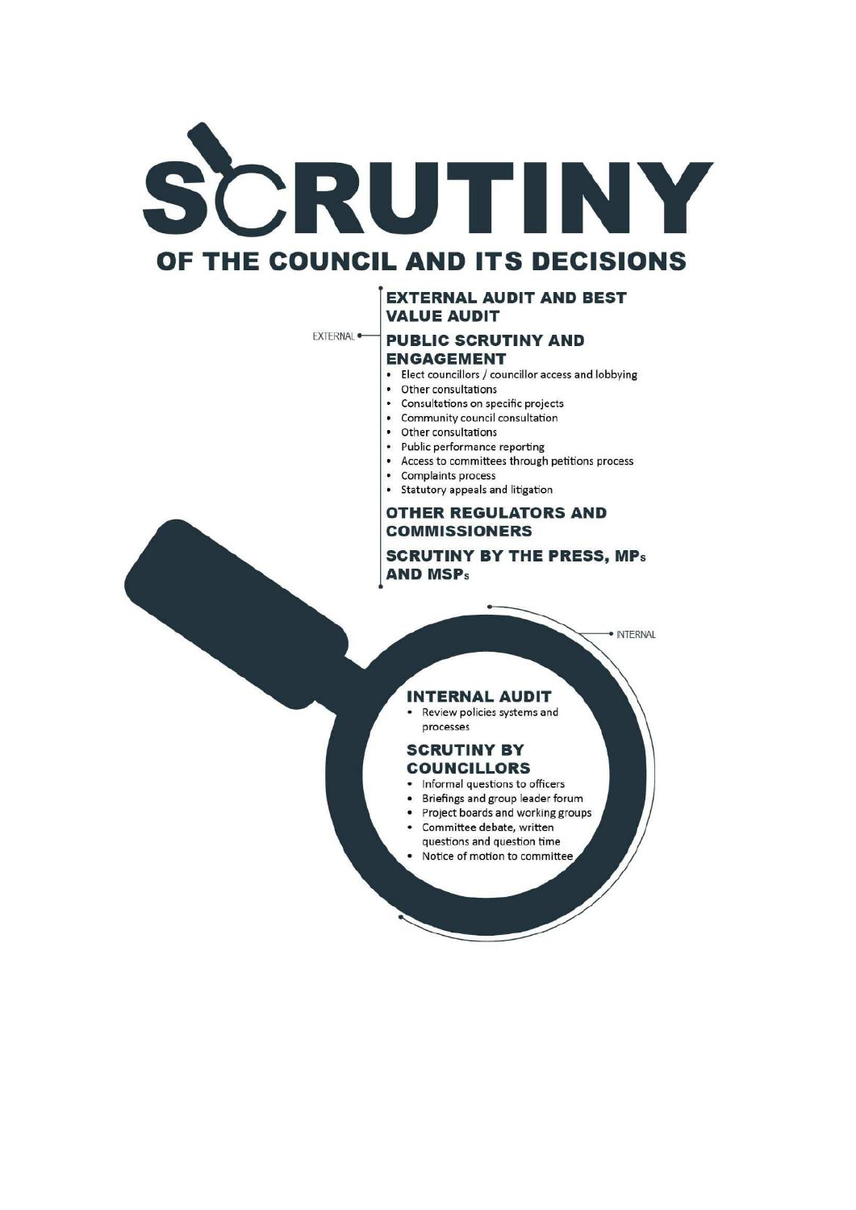# SCRUTINY

## OF THE COUNCIL AND ITS DECISIONS

EXTERNAL

### EXTERNAL AUDIT AND BEST VALUE AUDIT

### PUBLIC SCRUTINY AND ENGAGEMENT

- Elect councillors / councillor access and lobbying
- Other consultations
- Consultations on specific projects
- Community council consultation
- Other consultations
- Public performance reporting
- Access to committees through petitions process
- Complaints process
- Statutory appeals and litigation

### OTHER REGULATORS AND COMMISSIONERS

### SCRUTINY BY THE PRESS, MPs AND MSPs

INTERNAL

### INTERNAL AUDIT

- Review policies systems and processes

### SCRUTINY BY COUNCILLORS

- Informal questions to officers
- Briefings and group leader forum
- Project boards and working groups
- Committee debate, written questions and question time
- Notice of motion to committee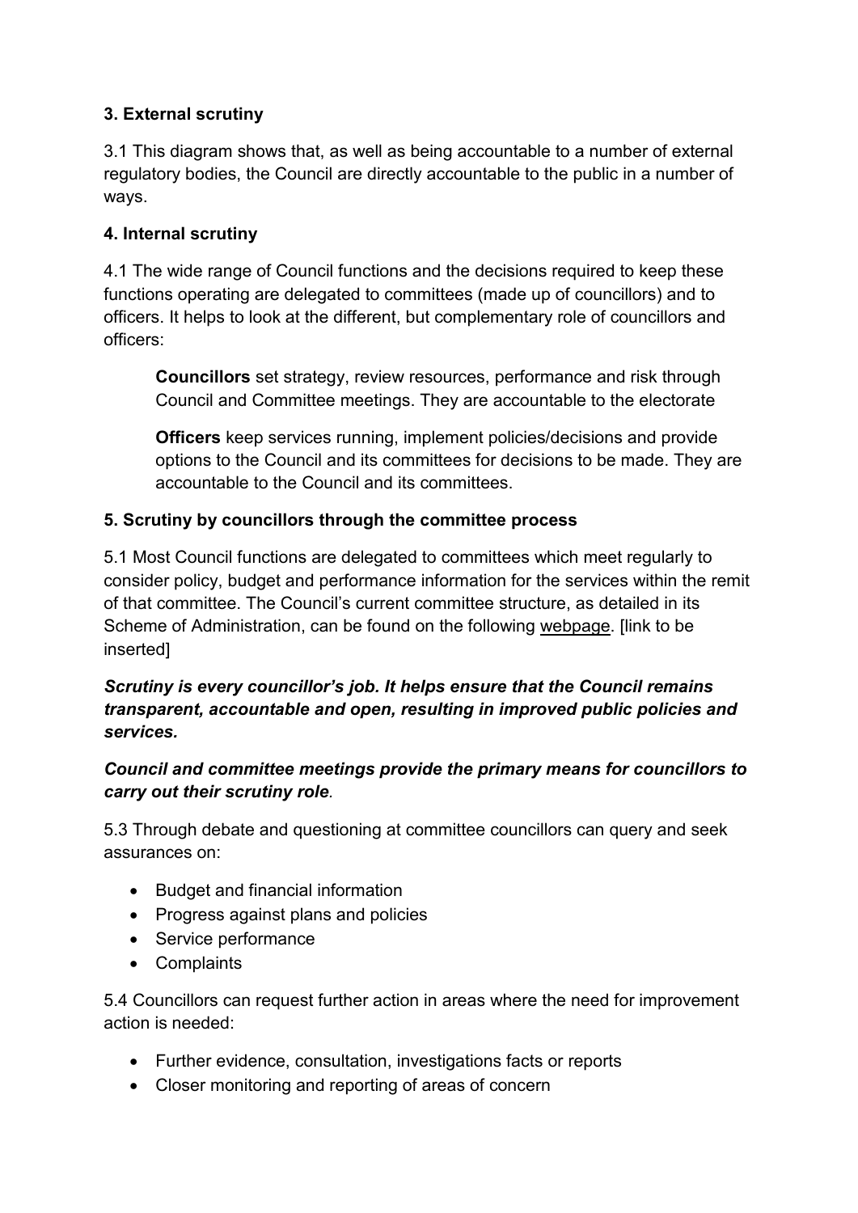### 3. External scrutiny

3.1 This diagram shows that, as well as being accountable to a number of external regulatory bodies, the Council are directly accountable to the public in a number of ways.

### 4. Internal scrutiny

4.1 The wide range of Council functions and the decisions required to keep these functions operating are delegated to committees (made up of councillors) and to officers. It helps to look at the different, but complementary role of councillors and officers:

> **Councillors** set strategy, review resources, performance and risk through Council and Committee meetings. They are accountable to the electorate
>
> **Officers** keep services running, implement policies/decisions and provide options to the Council and its committees for decisions to be made. They are accountable to the Council and its committees.

### 5. Scrutiny by councillors through the committee process

5.1 Most Council functions are delegated to committees which meet regularly to consider policy, budget and performance information for the services within the remit of that committee. The Council's current committee structure, as detailed in its Scheme of Administration, can be found on the following webpage. [link to be inserted]

***Scrutiny is every councillor's job. It helps ensure that the Council remains transparent, accountable and open, resulting in improved public policies and services.***

***Council and committee meetings provide the primary means for councillors to carry out their scrutiny role*.**

5.3 Through debate and questioning at committee councillors can query and seek assurances on:

- Budget and financial information
- Progress against plans and policies
- Service performance
- Complaints

5.4 Councillors can request further action in areas where the need for improvement action is needed:

- Further evidence, consultation, investigations facts or reports
- Closer monitoring and reporting of areas of concern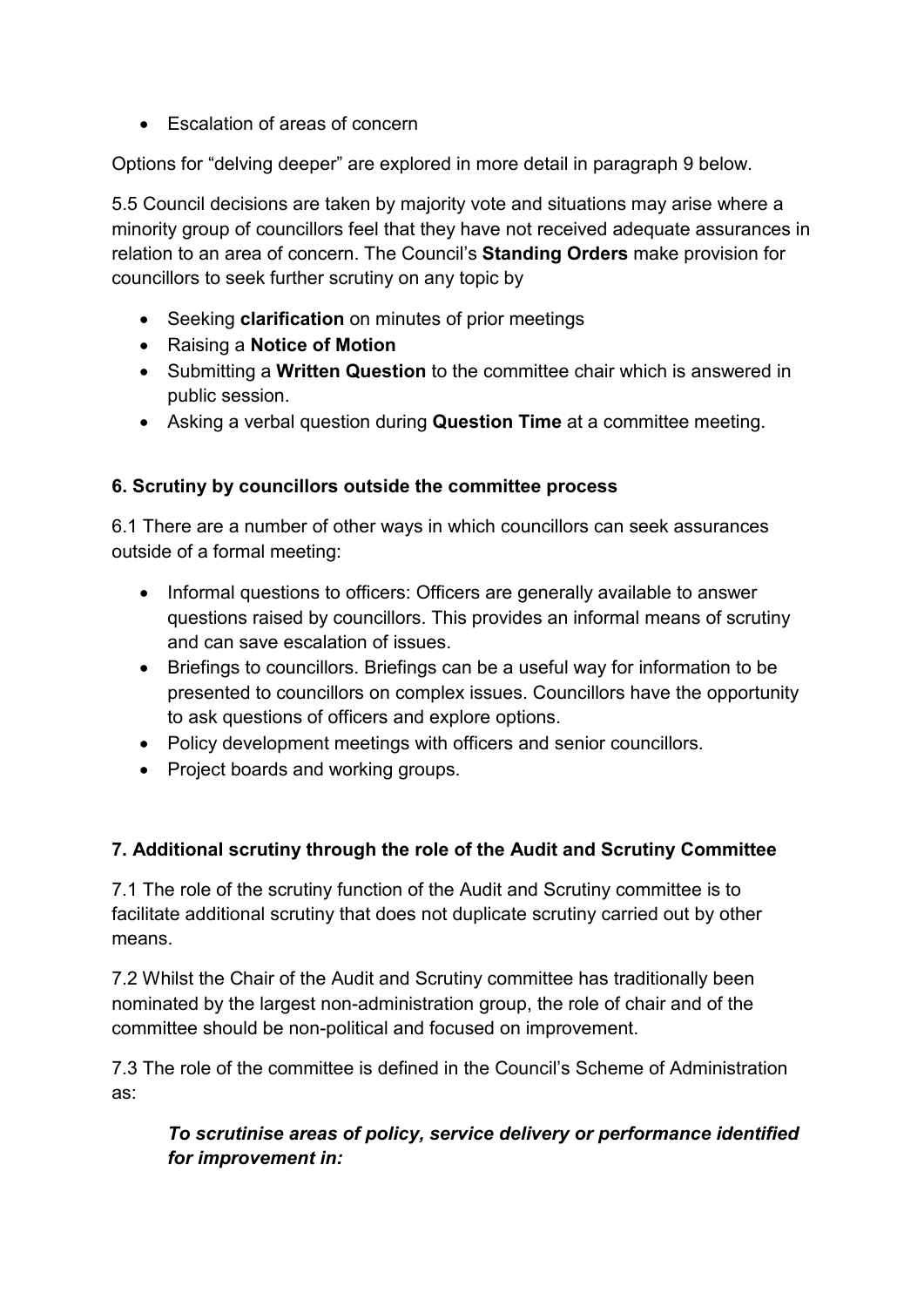- Escalation of areas of concern

Options for "delving deeper" are explored in more detail in paragraph 9 below.

5.5 Council decisions are taken by majority vote and situations may arise where a minority group of councillors feel that they have not received adequate assurances in relation to an area of concern. The Council's **Standing Orders** make provision for councillors to seek further scrutiny on any topic by

- Seeking **clarification** on minutes of prior meetings
- Raising a **Notice of Motion**
- Submitting a **Written Question** to the committee chair which is answered in public session.
- Asking a verbal question during **Question Time** at a committee meeting.

### 6. Scrutiny by councillors outside the committee process

6.1 There are a number of other ways in which councillors can seek assurances outside of a formal meeting:

- Informal questions to officers: Officers are generally available to answer questions raised by councillors. This provides an informal means of scrutiny and can save escalation of issues.
- Briefings to councillors. Briefings can be a useful way for information to be presented to councillors on complex issues. Councillors have the opportunity to ask questions of officers and explore options.
- Policy development meetings with officers and senior councillors.
- Project boards and working groups.

### 7. Additional scrutiny through the role of the Audit and Scrutiny Committee

7.1 The role of the scrutiny function of the Audit and Scrutiny committee is to facilitate additional scrutiny that does not duplicate scrutiny carried out by other means.

7.2 Whilst the Chair of the Audit and Scrutiny committee has traditionally been nominated by the largest non-administration group, the role of chair and of the committee should be non-political and focused on improvement.

7.3 The role of the committee is defined in the Council's Scheme of Administration as:

> ***To scrutinise areas of policy, service delivery or performance identified for improvement in:***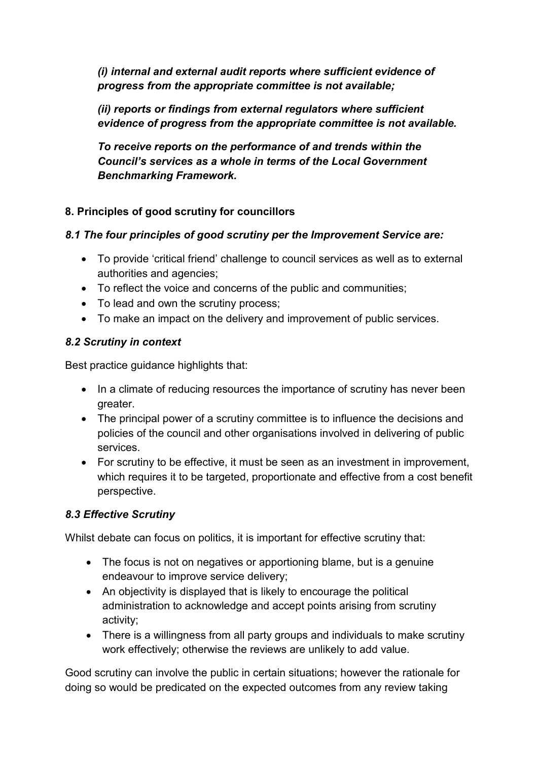***(i) internal and external audit reports where sufficient evidence of progress from the appropriate committee is not available;***

***(ii) reports or findings from external regulators where sufficient evidence of progress from the appropriate committee is not available.***

***To receive reports on the performance of and trends within the Council's services as a whole in terms of the Local Government Benchmarking Framework.***

## 8. Principles of good scrutiny for councillors

### *8.1 The four principles of good scrutiny per the Improvement Service are:*

- To provide 'critical friend' challenge to council services as well as to external authorities and agencies;
- To reflect the voice and concerns of the public and communities;
- To lead and own the scrutiny process;
- To make an impact on the delivery and improvement of public services.

### *8.2 Scrutiny in context*

Best practice guidance highlights that:

- In a climate of reducing resources the importance of scrutiny has never been greater.
- The principal power of a scrutiny committee is to influence the decisions and policies of the council and other organisations involved in delivering of public services.
- For scrutiny to be effective, it must be seen as an investment in improvement, which requires it to be targeted, proportionate and effective from a cost benefit perspective.

### *8.3 Effective Scrutiny*

Whilst debate can focus on politics, it is important for effective scrutiny that:

- The focus is not on negatives or apportioning blame, but is a genuine endeavour to improve service delivery;
- An objectivity is displayed that is likely to encourage the political administration to acknowledge and accept points arising from scrutiny activity;
- There is a willingness from all party groups and individuals to make scrutiny work effectively; otherwise the reviews are unlikely to add value.

Good scrutiny can involve the public in certain situations; however the rationale for doing so would be predicated on the expected outcomes from any review taking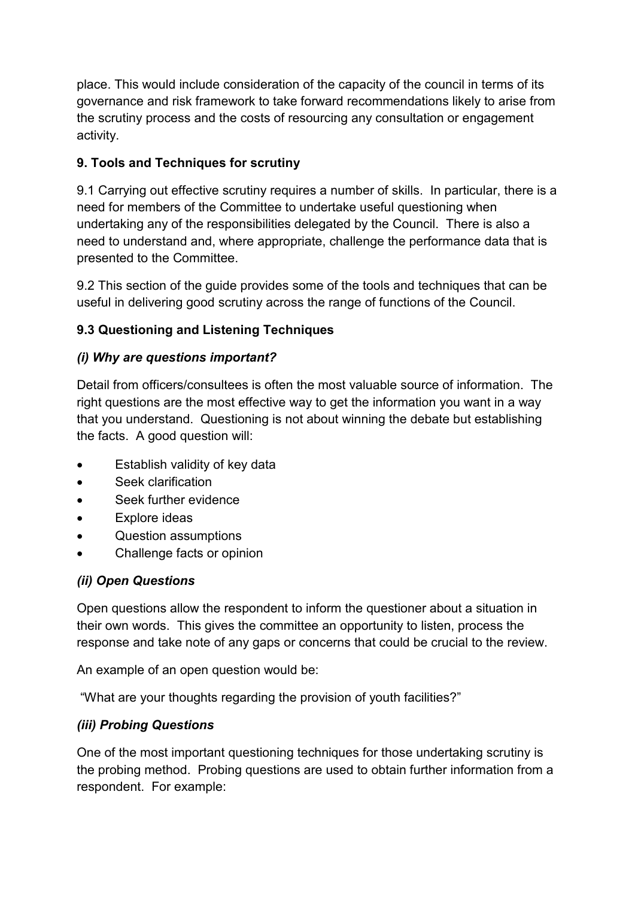place. This would include consideration of the capacity of the council in terms of its governance and risk framework to take forward recommendations likely to arise from the scrutiny process and the costs of resourcing any consultation or engagement activity.

## 9. Tools and Techniques for scrutiny

9.1 Carrying out effective scrutiny requires a number of skills. In particular, there is a need for members of the Committee to undertake useful questioning when undertaking any of the responsibilities delegated by the Council. There is also a need to understand and, where appropriate, challenge the performance data that is presented to the Committee.

9.2 This section of the guide provides some of the tools and techniques that can be useful in delivering good scrutiny across the range of functions of the Council.

### 9.3 Questioning and Listening Techniques

#### *(i) Why are questions important?*

Detail from officers/consultees is often the most valuable source of information. The right questions are the most effective way to get the information you want in a way that you understand. Questioning is not about winning the debate but establishing the facts. A good question will:

- Establish validity of key data
- Seek clarification
- Seek further evidence
- Explore ideas
- Question assumptions
- Challenge facts or opinion

#### *(ii) Open Questions*

Open questions allow the respondent to inform the questioner about a situation in their own words. This gives the committee an opportunity to listen, process the response and take note of any gaps or concerns that could be crucial to the review.

An example of an open question would be:

"What are your thoughts regarding the provision of youth facilities?"

#### *(iii) Probing Questions*

One of the most important questioning techniques for those undertaking scrutiny is the probing method. Probing questions are used to obtain further information from a respondent. For example: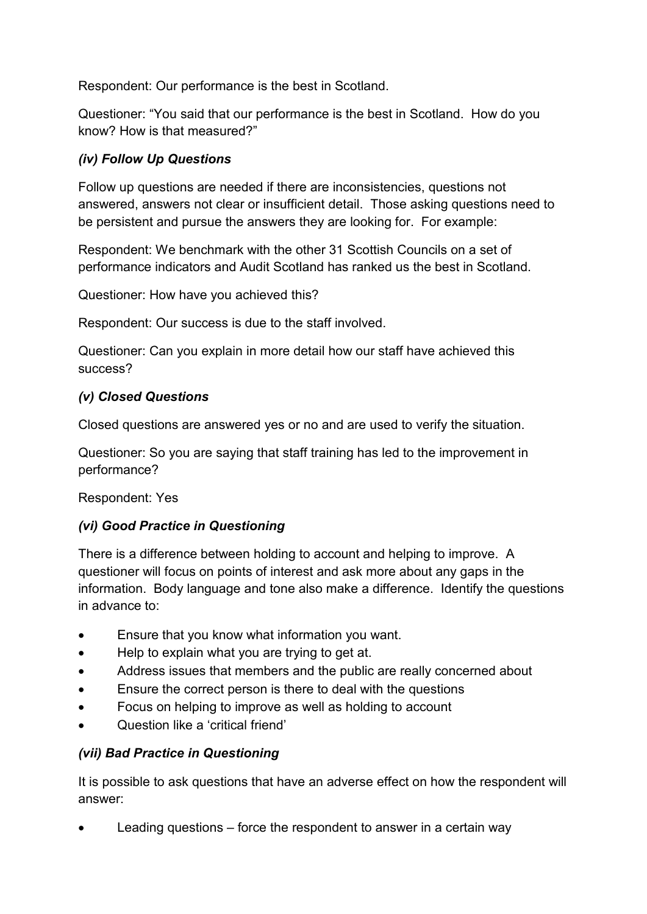Respondent: Our performance is the best in Scotland.

Questioner: "You said that our performance is the best in Scotland. How do you know? How is that measured?"

### *(iv) Follow Up Questions*

Follow up questions are needed if there are inconsistencies, questions not answered, answers not clear or insufficient detail. Those asking questions need to be persistent and pursue the answers they are looking for. For example:

Respondent: We benchmark with the other 31 Scottish Councils on a set of performance indicators and Audit Scotland has ranked us the best in Scotland.

Questioner: How have you achieved this?

Respondent: Our success is due to the staff involved.

Questioner: Can you explain in more detail how our staff have achieved this success?

### *(v) Closed Questions*

Closed questions are answered yes or no and are used to verify the situation.

Questioner: So you are saying that staff training has led to the improvement in performance?

Respondent: Yes

### *(vi) Good Practice in Questioning*

There is a difference between holding to account and helping to improve. A questioner will focus on points of interest and ask more about any gaps in the information. Body language and tone also make a difference. Identify the questions in advance to:

- Ensure that you know what information you want.
- Help to explain what you are trying to get at.
- Address issues that members and the public are really concerned about
- Ensure the correct person is there to deal with the questions
- Focus on helping to improve as well as holding to account
- Question like a 'critical friend'

### *(vii) Bad Practice in Questioning*

It is possible to ask questions that have an adverse effect on how the respondent will answer:

- Leading questions – force the respondent to answer in a certain way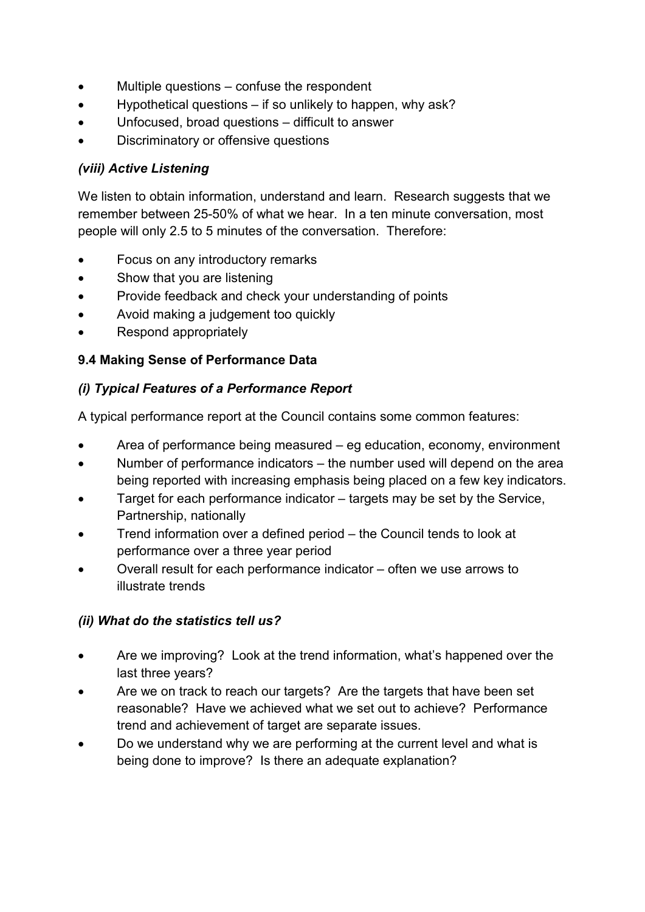- Multiple questions – confuse the respondent
- Hypothetical questions – if so unlikely to happen, why ask?
- Unfocused, broad questions – difficult to answer
- Discriminatory or offensive questions

### *(viii) Active Listening*

We listen to obtain information, understand and learn. Research suggests that we remember between 25-50% of what we hear. In a ten minute conversation, most people will only 2.5 to 5 minutes of the conversation. Therefore:

- Focus on any introductory remarks
- Show that you are listening
- Provide feedback and check your understanding of points
- Avoid making a judgement too quickly
- Respond appropriately

## 9.4 Making Sense of Performance Data

### *(i) Typical Features of a Performance Report*

A typical performance report at the Council contains some common features:

- Area of performance being measured – eg education, economy, environment
- Number of performance indicators – the number used will depend on the area being reported with increasing emphasis being placed on a few key indicators.
- Target for each performance indicator – targets may be set by the Service, Partnership, nationally
- Trend information over a defined period – the Council tends to look at performance over a three year period
- Overall result for each performance indicator – often we use arrows to illustrate trends

### *(ii) What do the statistics tell us?*

- Are we improving? Look at the trend information, what's happened over the last three years?
- Are we on track to reach our targets? Are the targets that have been set reasonable? Have we achieved what we set out to achieve? Performance trend and achievement of target are separate issues.
- Do we understand why we are performing at the current level and what is being done to improve? Is there an adequate explanation?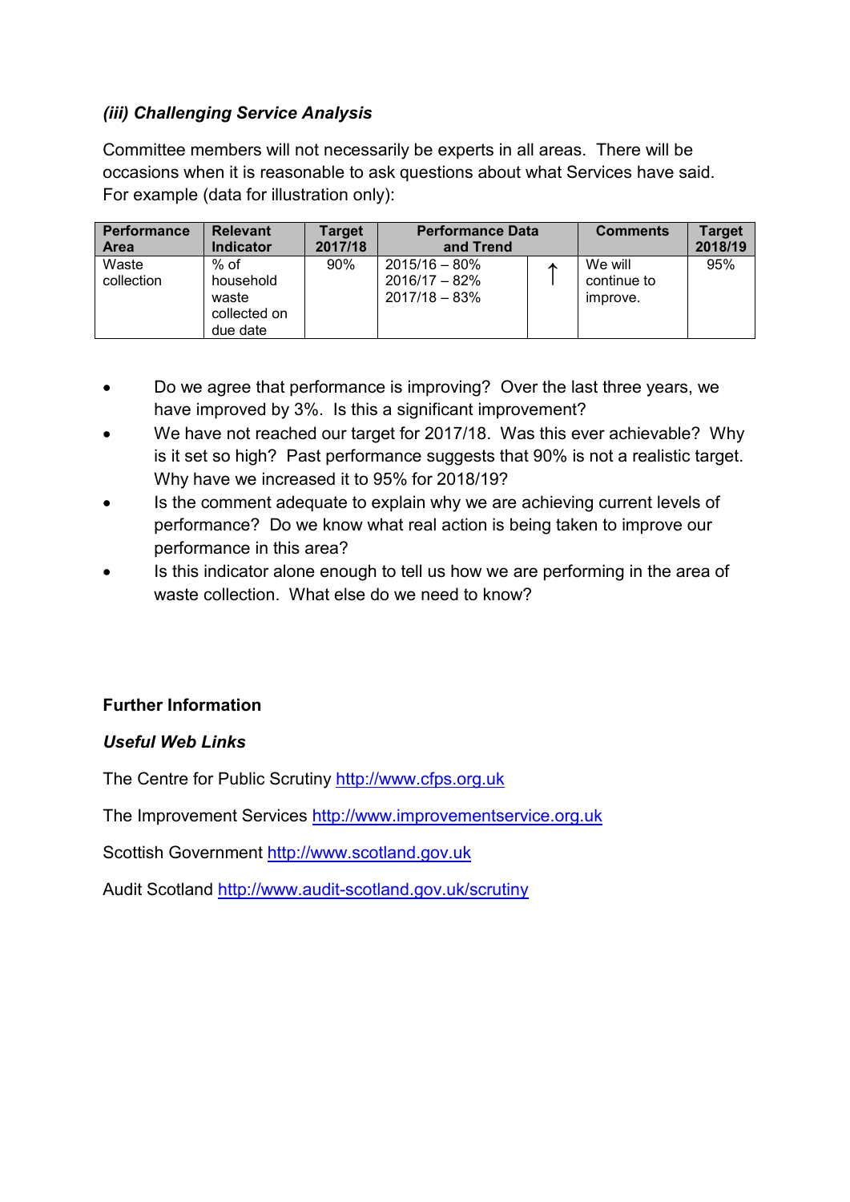### *(iii) Challenging Service Analysis*

Committee members will not necessarily be experts in all areas. There will be occasions when it is reasonable to ask questions about what Services have said. For example (data for illustration only):

| Performance Area | Relevant Indicator | Target 2017/18 | Performance Data and Trend | | Comments | Target 2018/19 |
|---|---|---|---|---|---|---|
| Waste collection | % of household waste collected on due date | 90% | 2015/16 – 80%<br>2016/17 – 82%<br>2017/18 – 83% | ↑ | We will continue to improve. | 95% |

- Do we agree that performance is improving? Over the last three years, we have improved by 3%. Is this a significant improvement?
- We have not reached our target for 2017/18. Was this ever achievable? Why is it set so high? Past performance suggests that 90% is not a realistic target. Why have we increased it to 95% for 2018/19?
- Is the comment adequate to explain why we are achieving current levels of performance? Do we know what real action is being taken to improve our performance in this area?
- Is this indicator alone enough to tell us how we are performing in the area of waste collection. What else do we need to know?

## Further Information

### *Useful Web Links*

The Centre for Public Scrutiny http://www.cfps.org.uk

The Improvement Services http://www.improvementservice.org.uk

Scottish Government http://www.scotland.gov.uk

Audit Scotland http://www.audit-scotland.gov.uk/scrutiny